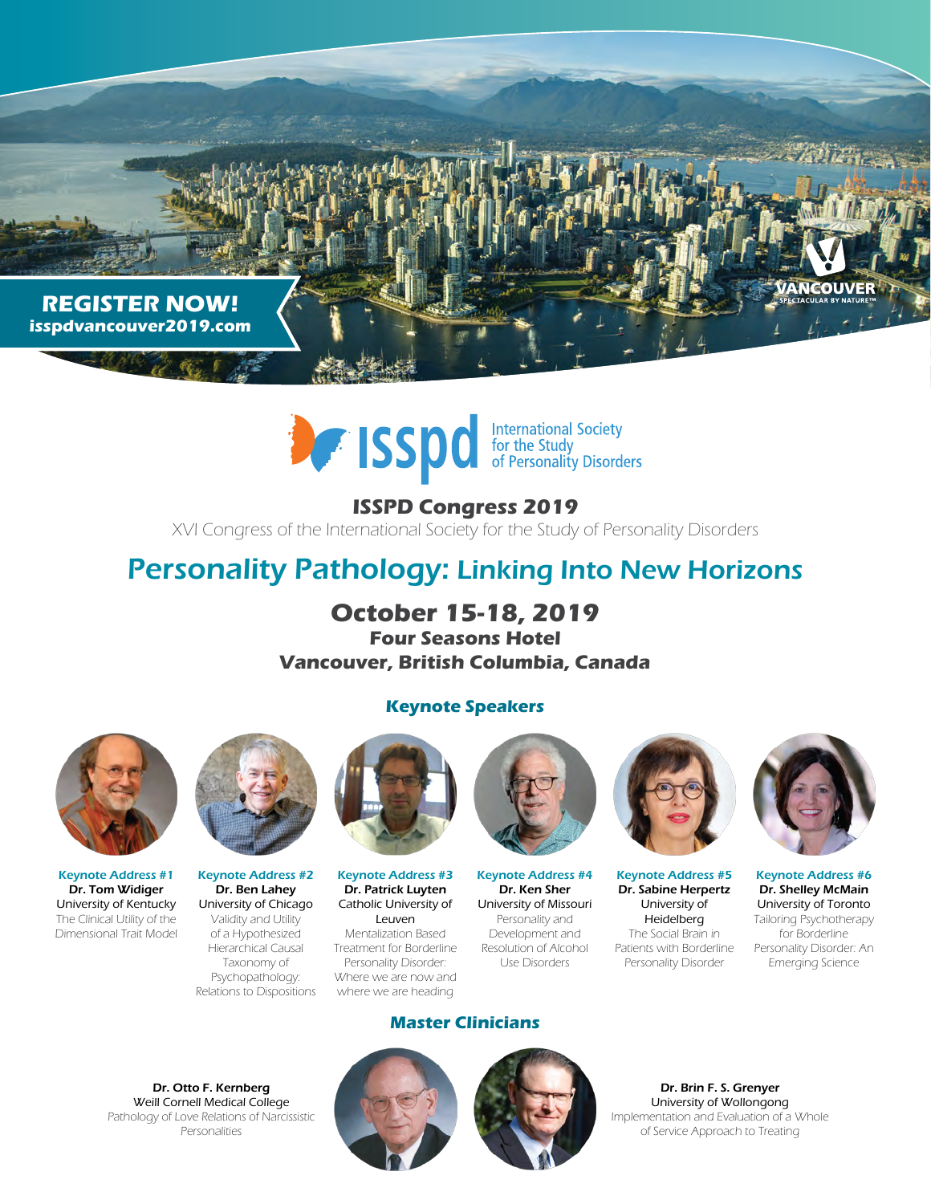**REGISTER NOW!**
**isspdvancouver2019.com**

VANCOUVER
SPECTACULAR BY NATURE™

isspd International Society for the Study of Personality Disorders

## ISSPD Congress 2019

XVI Congress of the International Society for the Study of Personality Disorders

# Personality Pathology: Linking Into New Horizons

## October 15-18, 2019

**Four Seasons Hotel**
**Vancouver, British Columbia, Canada**

### Keynote Speakers

**Keynote Address #1**
**Dr. Tom Widiger**
University of Kentucky
The Clinical Utility of the Dimensional Trait Model

**Keynote Address #2**
**Dr. Ben Lahey**
University of Chicago
Validity and Utility of a Hypothesized Hierarchical Causal Taxonomy of Psychopathology: Relations to Dispositions

**Keynote Address #3**
**Dr. Patrick Luyten**
Catholic University of Leuven
Mentalization Based Treatment for Borderline Personality Disorder: Where we are now and where we are heading

**Keynote Address #4**
**Dr. Ken Sher**
University of Missouri
Personality and Development and Resolution of Alcohol Use Disorders

**Keynote Address #5**
**Dr. Sabine Herpertz**
University of Heidelberg
The Social Brain in Patients with Borderline Personality Disorder

**Keynote Address #6**
**Dr. Shelley McMain**
University of Toronto
Tailoring Psychotherapy for Borderline Personality Disorder: An Emerging Science

### Master Clinicians

**Dr. Otto F. Kernberg**
Weill Cornell Medical College
Pathology of Love Relations of Narcissistic Personalities

**Dr. Brin F. S. Grenyer**
University of Wollongong
Implementation and Evaluation of a Whole of Service Approach to Treating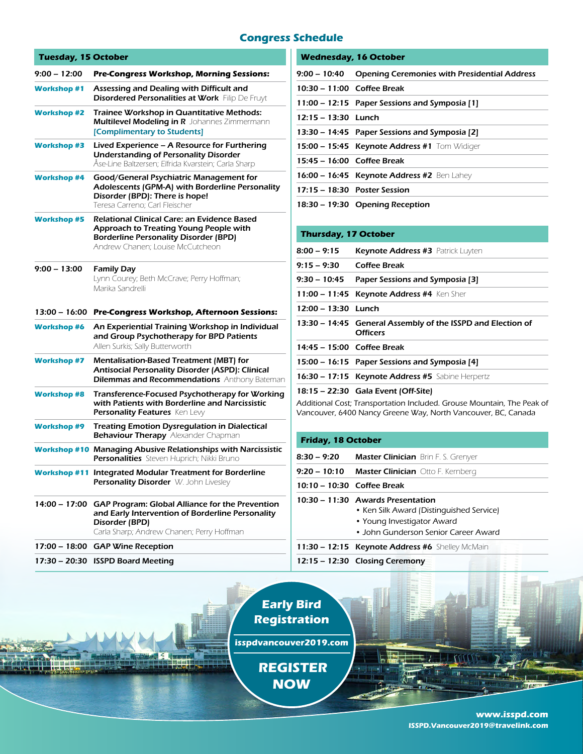# Congress Schedule

## Tuesday, 15 October

| | |
|---|---|
| 9:00 – 12:00 | **Pre-Congress Workshop, Morning Sessions:** |
| **Workshop #1** | **Assessing and Dealing with Difficult and Disordered Personalities at Work** Filip De Fruyt |
| **Workshop #2** | **Trainee Workshop in Quantitative Methods: Multilevel Modeling in R** Johannes Zimmermann **[Complimentary to Students]** |
| **Workshop #3** | **Lived Experience – A Resource for Furthering Understanding of Personality Disorder** Åse-Line Baltzersen; Elfrida Kvarstein; Carla Sharp |
| **Workshop #4** | **Good/General Psychiatric Management for Adolescents (GPM-A) with Borderline Personality Disorder (BPD): There is hope!** Teresa Carreno; Carl Fleischer |
| **Workshop #5** | **Relational Clinical Care: an Evidence Based Approach to Treating Young People with Borderline Personality Disorder (BPD)** Andrew Chanen; Louise McCutcheon |
| 9:00 – 13:00 | **Family Day** Lynn Courey; Beth McCrave; Perry Hoffman; Marika Sandrelli |
| 13:00 – 16:00 | **Pre-Congress Workshop, Afternoon Sessions:** |
| **Workshop #6** | **An Experiential Training Workshop in Individual and Group Psychotherapy for BPD Patients** Allen Surkis; Sally Butterworth |
| **Workshop #7** | **Mentalisation-Based Treatment (MBT) for Antisocial Personality Disorder (ASPD): Clinical Dilemmas and Recommendations** Anthony Bateman |
| **Workshop #8** | **Transference-Focused Psychotherapy for Working with Patients with Borderline and Narcissistic Personality Features** Ken Levy |
| **Workshop #9** | **Treating Emotion Dysregulation in Dialectical Behaviour Therapy** Alexander Chapman |
| **Workshop #10** | **Managing Abusive Relationships with Narcissistic Personalities** Steven Huprich; Nikki Bruno |
| **Workshop #11** | **Integrated Modular Treatment for Borderline Personality Disorder** W. John Livesley |
| 14:00 – 17:00 | **GAP Program: Global Alliance for the Prevention and Early Intervention of Borderline Personality Disorder (BPD)** Carla Sharp; Andrew Chanen; Perry Hoffman |
| 17:00 – 18:00 | **GAP Wine Reception** |
| 17:30 – 20:30 | **ISSPD Board Meeting** |

## Wednesday, 16 October

| | |
|---|---|
| 9:00 – 10:40 | **Opening Ceremonies with Presidential Address** |
| 10:30 – 11:00 | **Coffee Break** |
| 11:00 – 12:15 | **Paper Sessions and Symposia [1]** |
| 12:15 – 13:30 | **Lunch** |
| 13:30 – 14:45 | **Paper Sessions and Symposia [2]** |
| 15:00 – 15:45 | **Keynote Address #1** Tom Widiger |
| 15:45 – 16:00 | **Coffee Break** |
| 16:00 – 16:45 | **Keynote Address #2** Ben Lahey |
| 17:15 – 18:30 | **Poster Session** |
| 18:30 – 19:30 | **Opening Reception** |

## Thursday, 17 October

| | |
|---|---|
| 8:00 – 9:15 | **Keynote Address #3** Patrick Luyten |
| 9:15 – 9:30 | **Coffee Break** |
| 9:30 – 10:45 | **Paper Sessions and Symposia [3]** |
| 11:00 – 11:45 | **Keynote Address #4** Ken Sher |
| 12:00 – 13:30 | **Lunch** |
| 13:30 – 14:45 | **General Assembly of the ISSPD and Election of Officers** |
| 14:45 – 15:00 | **Coffee Break** |
| 15:00 – 16:15 | **Paper Sessions and Symposia [4]** |
| 16:30 – 17:15 | **Keynote Address #5** Sabine Herpertz |
| 18:15 – 22:30 | **Gala Event (Off-Site)** |

Additional Cost; Transportation Included. Grouse Mountain, The Peak of Vancouver, 6400 Nancy Greene Way, North Vancouver, BC, Canada

## Friday, 18 October

| | |
|---|---|
| 8:30 – 9:20 | **Master Clinician** Brin F. S. Grenyer |
| 9:20 – 10:10 | **Master Clinician** Otto F. Kernberg |
| 10:10 – 10:30 | **Coffee Break** |
| 10:30 – 11:30 | **Awards Presentation** • Ken Silk Award (Distinguished Service) • Young Investigator Award • John Gunderson Senior Career Award |
| 11:30 – 12:15 | **Keynote Address #6** Shelley McMain |
| 12:15 – 12:30 | **Closing Ceremony** |

**Early Bird Registration**

**isspdvancouver2019.com**

**REGISTER NOW**

**www.isspd.com**

**ISSPD.Vancouver2019@travelink.com**